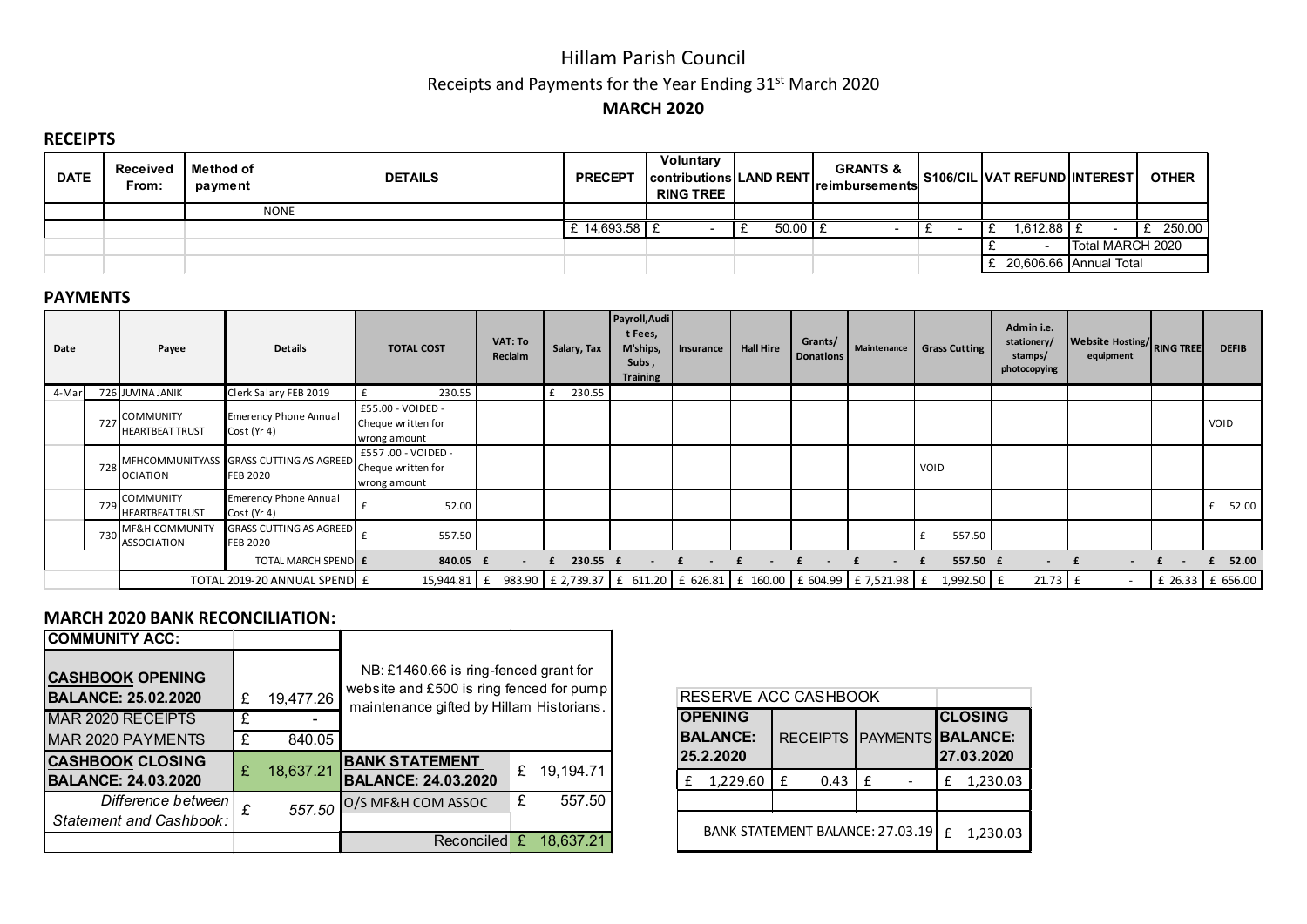# Hillam Parish Council

Receipts and Payments for the Year Ending 31st March 2020

**MARCH 2020**

## RECEIPTS

| DATE | Received From: | Method of payment | DETAILS | PRECEPT | Voluntary contributions RING TREE | LAND RENT | GRANTS & reimbursements | S106/CIL | VAT REFUND | INTEREST | OTHER |
|---|---|---|---|---|---|---|---|---|---|---|---|
| | | | NONE | | | | | | | | |
| | | | | £ 14,693.58 | £ - | £ 50.00 | £ - | £ - | £ 1,612.88 | £ - | £ 250.00 |
| | | | | | | | | | £ - | Total MARCH 2020 | |
| | | | | | | | | | £ 20,606.66 | Annual Total | |

## PAYMENTS

| Date | | Payee | Details | TOTAL COST | VAT: To Reclaim | Salary, Tax | Payroll, Audit Fees, M'ships, Subs, Training | Insurance | Hall Hire | Grants/ Donations | Maintenance | Grass Cutting | Admin i.e. stationery/ stamps/ photocopying | Website Hosting/ equipment | RING TREE | DEFIB |
|---|---|---|---|---|---|---|---|---|---|---|---|---|---|---|---|---|
| 4-Mar | 726 | JUVINA JANIK | Clerk Salary FEB 2019 | £ 230.55 | | £ 230.55 | | | | | | | | | | |
| | 727 | COMMUNITY HEARTBEAT TRUST | Emerency Phone Annual Cost (Yr 4) | £55.00 - VOIDED - Cheque written for wrong amount | | | | | | | | | | | | VOID |
| | 728 | MFHCOMMUNITYASSOCIATION | GRASS CUTTING AS AGREED FEB 2020 | £557 .00 - VOIDED - Cheque written for wrong amount | | | | | | | | VOID | | | | |
| | 729 | COMMUNITY HEARTBEAT TRUST | Emerency Phone Annual Cost (Yr 4) | £ 52.00 | | | | | | | | | | | | £ 52.00 |
| | 730 | MF&H COMMUNITY ASSOCIATION | GRASS CUTTING AS AGREED FEB 2020 | £ 557.50 | | | | | | | | £ 557.50 | | | | |
| | | | TOTAL MARCH SPEND | £ 840.05 | £ - | £ 230.55 | £ - | £ - | £ - | £ - | £ - | £ 557.50 | £ - | £ - | £ - | £ 52.00 |
| | | | TOTAL 2019-20 ANNUAL SPEND | £ 15,944.81 | £ 983.90 | £ 2,739.37 | £ 611.20 | £ 626.81 | £ 160.00 | £ 604.99 | £ 7,521.98 | £ 1,992.50 | £ 21.73 | £ - | £ 26.33 | £ 656.00 |

## MARCH 2020 BANK RECONCILIATION:

| COMMUNITY ACC: | | | |
|---|---|---|---|
| **CASHBOOK OPENING BALANCE: 25.02.2020** | £ 19,477.26 | NB: £1460.66 is ring-fenced grant for website and £500 is ring fenced for pump maintenance gifted by Hillam Historians. | |
| MAR 2020 RECEIPTS | £ - | | |
| MAR 2020 PAYMENTS | £ 840.05 | | |
| **CASHBOOK CLOSING BALANCE: 24.03.2020** | £ 18,637.21 | **BANK STATEMENT BALANCE: 24.03.2020** | £ 19,194.71 |
| *Difference between Statement and Cashbook:* | *£ 557.50* | O/S MF&H COM ASSOC | £ 557.50 |
| | | Reconciled | £ 18,637.21 |

| RESERVE ACC CASHBOOK | | | |
|---|---|---|---|
| **OPENING BALANCE: 25.2.2020** | RECEIPTS | PAYMENTS | **CLOSING BALANCE: 27.03.2020** |
| £ 1,229.60 | £ 0.43 | £ - | £ 1,230.03 |
| | | | |
| BANK STATEMENT BALANCE: 27.03.19 | | | £ 1,230.03 |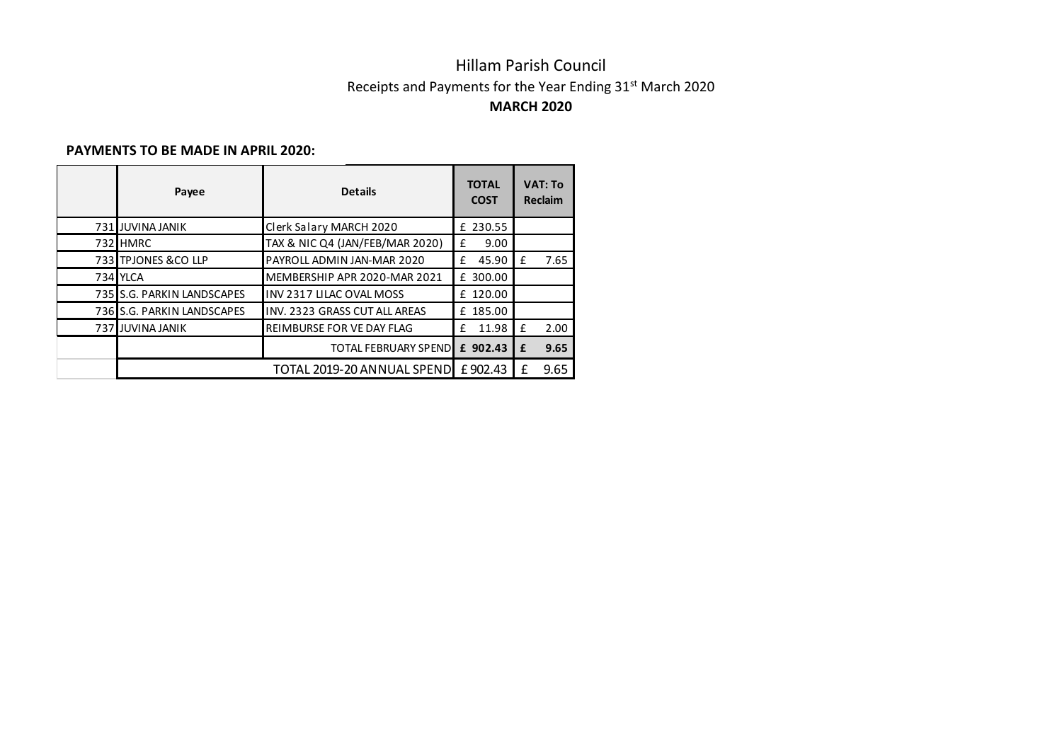# Hillam Parish Council

## Receipts and Payments for the Year Ending 31st March 2020

**MARCH 2020**

**PAYMENTS TO BE MADE IN APRIL 2020:**

| | Payee | Details | TOTAL COST | VAT: To Reclaim |
|---|---|---|---|---|
| 731 | JUVINA JANIK | Clerk Salary MARCH 2020 | £ 230.55 | |
| 732 | HMRC | TAX & NIC Q4 (JAN/FEB/MAR 2020) | £ 9.00 | |
| 733 | TPJONES &CO LLP | PAYROLL ADMIN JAN-MAR 2020 | £ 45.90 | £ 7.65 |
| 734 | YLCA | MEMBERSHIP APR 2020-MAR 2021 | £ 300.00 | |
| 735 | S.G. PARKIN LANDSCAPES | INV 2317 LILAC OVAL MOSS | £ 120.00 | |
| 736 | S.G. PARKIN LANDSCAPES | INV. 2323 GRASS CUT ALL AREAS | £ 185.00 | |
| 737 | JUVINA JANIK | REIMBURSE FOR VE DAY FLAG | £ 11.98 | £ 2.00 |
| | | **TOTAL FEBRUARY SPEND** | **£ 902.43** | **£ 9.65** |
| | TOTAL 2019-20 ANNUAL SPEND | | £ 902.43 | £ 9.65 |